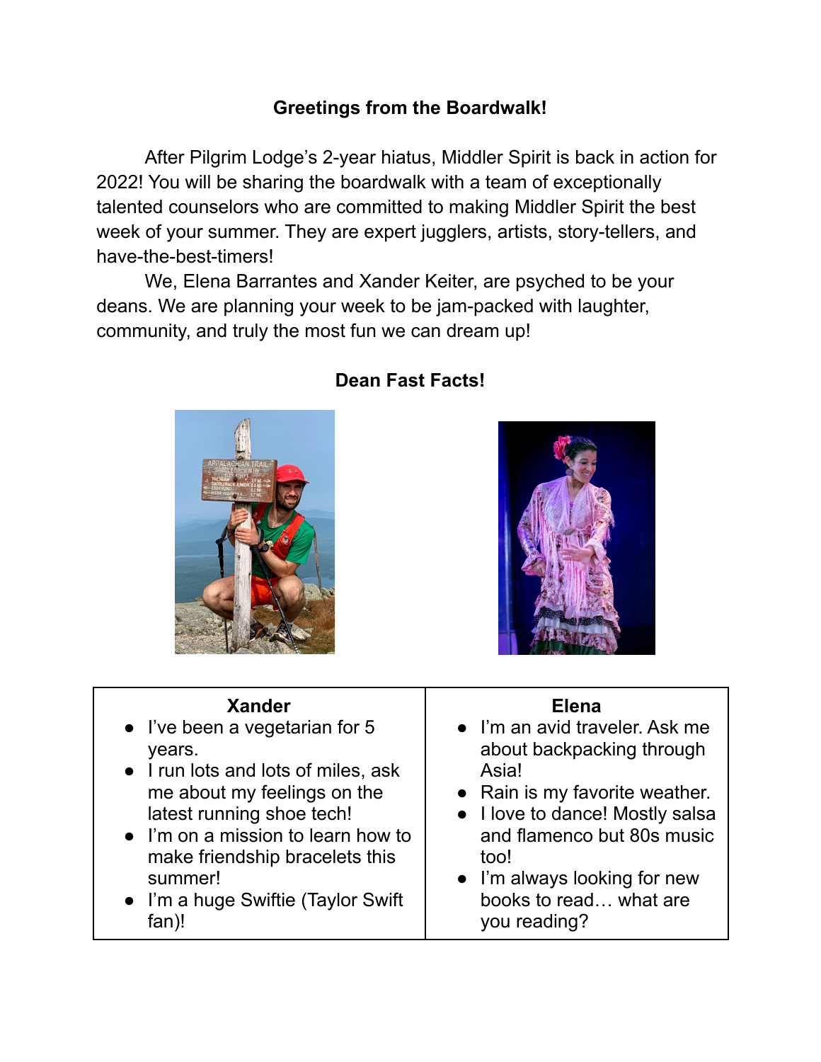**Greetings from the Boardwalk!**

After Pilgrim Lodge's 2-year hiatus, Middler Spirit is back in action for 2022! You will be sharing the boardwalk with a team of exceptionally talented counselors who are committed to making Middler Spirit the best week of your summer. They are expert jugglers, artists, story-tellers, and have-the-best-timers!

We, Elena Barrantes and Xander Keiter, are psyched to be your deans. We are planning your week to be jam-packed with laughter, community, and truly the most fun we can dream up!

**Dean Fast Facts!**

| Xander | Elena |
| --- | --- |
| • I've been a vegetarian for 5 years.<br>• I run lots and lots of miles, ask me about my feelings on the latest running shoe tech!<br>• I'm on a mission to learn how to make friendship bracelets this summer!<br>• I'm a huge Swiftie (Taylor Swift fan)! | • I'm an avid traveler. Ask me about backpacking through Asia!<br>• Rain is my favorite weather.<br>• I love to dance! Mostly salsa and flamenco but 80s music too!<br>• I'm always looking for new books to read… what are you reading? |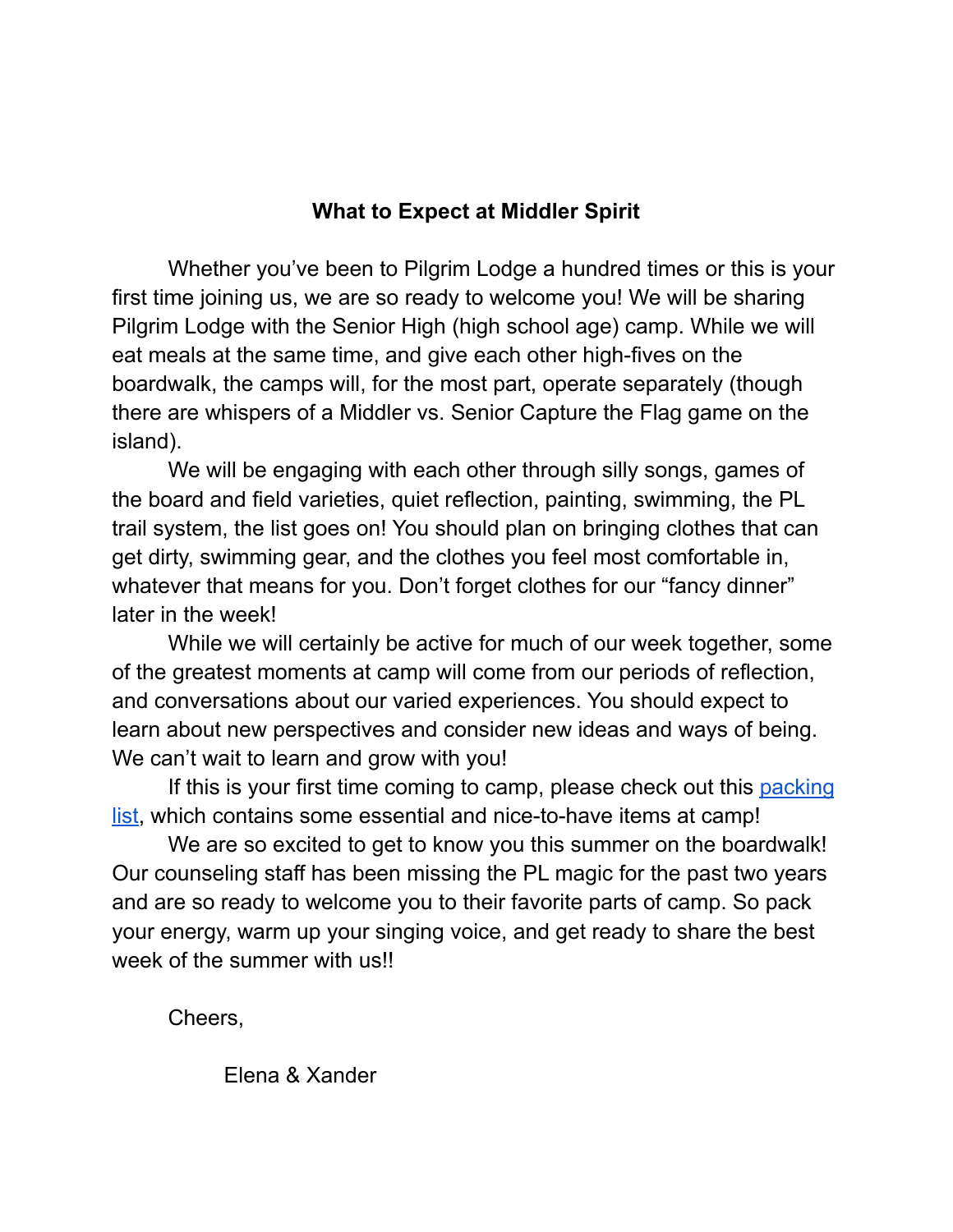**What to Expect at Middler Spirit**

Whether you've been to Pilgrim Lodge a hundred times or this is your first time joining us, we are so ready to welcome you! We will be sharing Pilgrim Lodge with the Senior High (high school age) camp. While we will eat meals at the same time, and give each other high-fives on the boardwalk, the camps will, for the most part, operate separately (though there are whispers of a Middler vs. Senior Capture the Flag game on the island).

We will be engaging with each other through silly songs, games of the board and field varieties, quiet reflection, painting, swimming, the PL trail system, the list goes on! You should plan on bringing clothes that can get dirty, swimming gear, and the clothes you feel most comfortable in, whatever that means for you. Don't forget clothes for our "fancy dinner" later in the week!

While we will certainly be active for much of our week together, some of the greatest moments at camp will come from our periods of reflection, and conversations about our varied experiences. You should expect to learn about new perspectives and consider new ideas and ways of being. We can't wait to learn and grow with you!

If this is your first time coming to camp, please check out this [packing list](), which contains some essential and nice-to-have items at camp!

We are so excited to get to know you this summer on the boardwalk! Our counseling staff has been missing the PL magic for the past two years and are so ready to welcome you to their favorite parts of camp. So pack your energy, warm up your singing voice, and get ready to share the best week of the summer with us!!

Cheers,

Elena & Xander